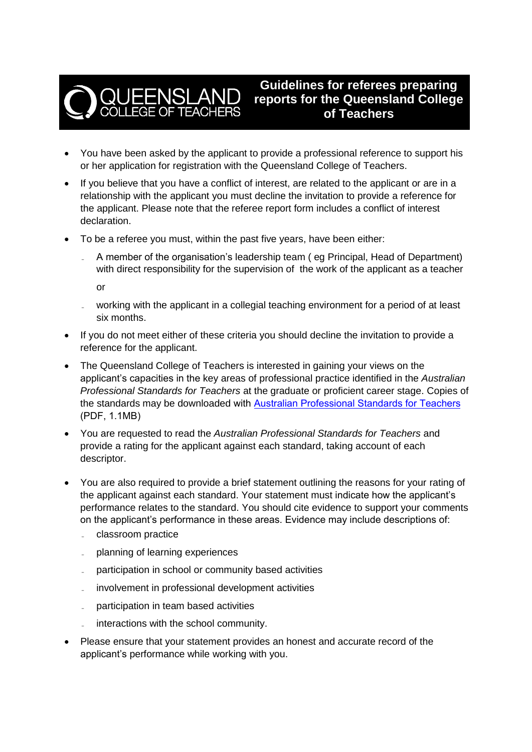# Guidelines for referees preparing reports for the Queensland College of Teachers

- You have been asked by the applicant to provide a professional reference to support his or her application for registration with the Queensland College of Teachers.
- If you believe that you have a conflict of interest, are related to the applicant or are in a relationship with the applicant you must decline the invitation to provide a reference for the applicant. Please note that the referee report form includes a conflict of interest declaration.
- To be a referee you must, within the past five years, have been either:
  - A member of the organisation's leadership team ( eg Principal, Head of Department) with direct responsibility for the supervision of the work of the applicant as a teacher

    or
  - working with the applicant in a collegial teaching environment for a period of at least six months.
- If you do not meet either of these criteria you should decline the invitation to provide a reference for the applicant.
- The Queensland College of Teachers is interested in gaining your views on the applicant's capacities in the key areas of professional practice identified in the *Australian Professional Standards for Teachers* at the graduate or proficient career stage. Copies of the standards may be downloaded with Australian Professional Standards for Teachers (PDF, 1.1MB)
- You are requested to read the *Australian Professional Standards for Teachers* and provide a rating for the applicant against each standard, taking account of each descriptor.
- You are also required to provide a brief statement outlining the reasons for your rating of the applicant against each standard. Your statement must indicate how the applicant's performance relates to the standard. You should cite evidence to support your comments on the applicant's performance in these areas. Evidence may include descriptions of:
  - classroom practice
  - planning of learning experiences
  - participation in school or community based activities
  - involvement in professional development activities
  - participation in team based activities
  - interactions with the school community.
- Please ensure that your statement provides an honest and accurate record of the applicant's performance while working with you.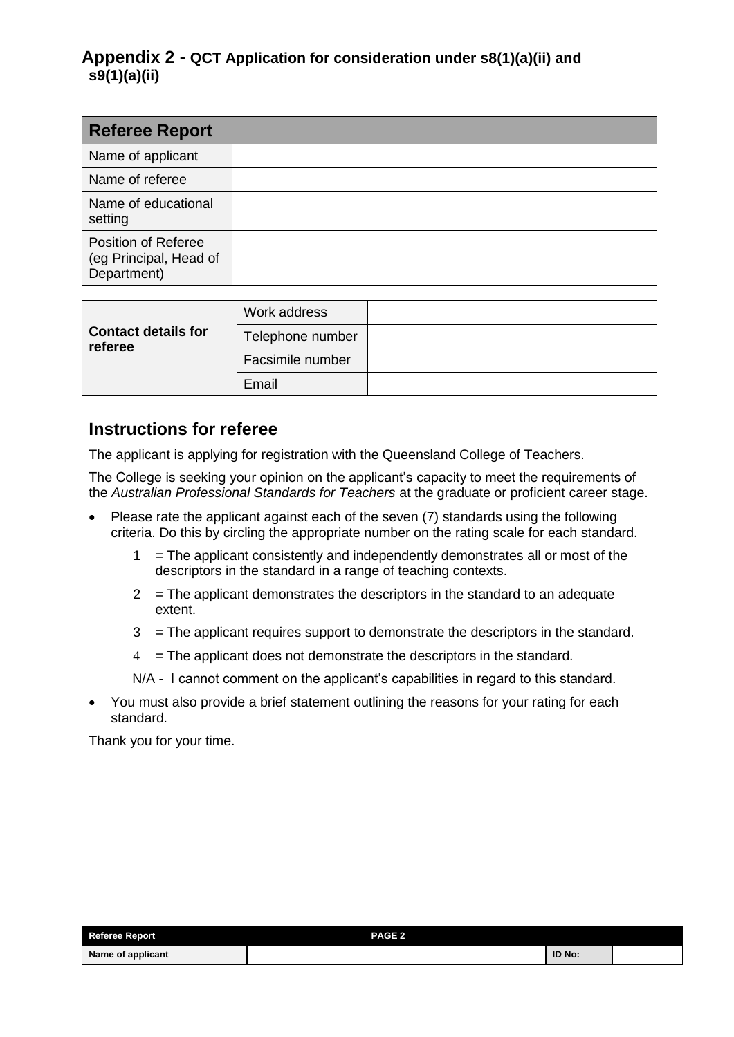## Appendix 2 - QCT Application for consideration under s8(1)(a)(ii) and s9(1)(a)(ii)

| Referee Report | |
|---|---|
| Name of applicant | |
| Name of referee | |
| Name of educational setting | |
| Position of Referee (eg Principal, Head of Department) | |

| **Contact details for referee** | Work address | |
|---|---|---|
| | Telephone number | |
| | Facsimile number | |
| | Email | |

### Instructions for referee

The applicant is applying for registration with the Queensland College of Teachers.

The College is seeking your opinion on the applicant's capacity to meet the requirements of the *Australian Professional Standards for Teachers* at the graduate or proficient career stage.

- Please rate the applicant against each of the seven (7) standards using the following criteria. Do this by circling the appropriate number on the rating scale for each standard.
  - 1 = The applicant consistently and independently demonstrates all or most of the descriptors in the standard in a range of teaching contexts.
  - 2 = The applicant demonstrates the descriptors in the standard to an adequate extent.
  - 3 = The applicant requires support to demonstrate the descriptors in the standard.
  - 4 = The applicant does not demonstrate the descriptors in the standard.
  - N/A - I cannot comment on the applicant's capabilities in regard to this standard.
- You must also provide a brief statement outlining the reasons for your rating for each standard.

Thank you for your time.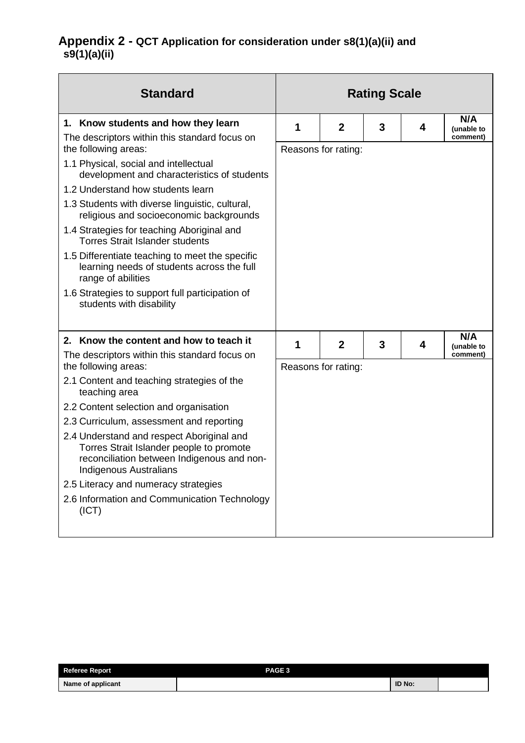## Appendix 2 - QCT Application for consideration under s8(1)(a)(ii) and s9(1)(a)(ii)

| Standard | Rating Scale | | | | |
|---|---|---|---|---|---|
| **1. Know students and how they learn**<br>The descriptors within this standard focus on the following areas:<br>1.1 Physical, social and intellectual development and characteristics of students<br>1.2 Understand how students learn<br>1.3 Students with diverse linguistic, cultural, religious and socioeconomic backgrounds<br>1.4 Strategies for teaching Aboriginal and Torres Strait Islander students<br>1.5 Differentiate teaching to meet the specific learning needs of students across the full range of abilities<br>1.6 Strategies to support full participation of students with disability | **1** | **2** | **3** | **4** | **N/A (unable to comment)** |
| | Reasons for rating: | | | | |
| **2. Know the content and how to teach it**<br>The descriptors within this standard focus on the following areas:<br>2.1 Content and teaching strategies of the teaching area<br>2.2 Content selection and organisation<br>2.3 Curriculum, assessment and reporting<br>2.4 Understand and respect Aboriginal and Torres Strait Islander people to promote reconciliation between Indigenous and non-Indigenous Australians<br>2.5 Literacy and numeracy strategies<br>2.6 Information and Communication Technology (ICT) | **1** | **2** | **3** | **4** | **N/A (unable to comment)** |
| | Reasons for rating: | | | | |

| Referee Report | | |
|---|---|---|
| Name of applicant | | ID No: |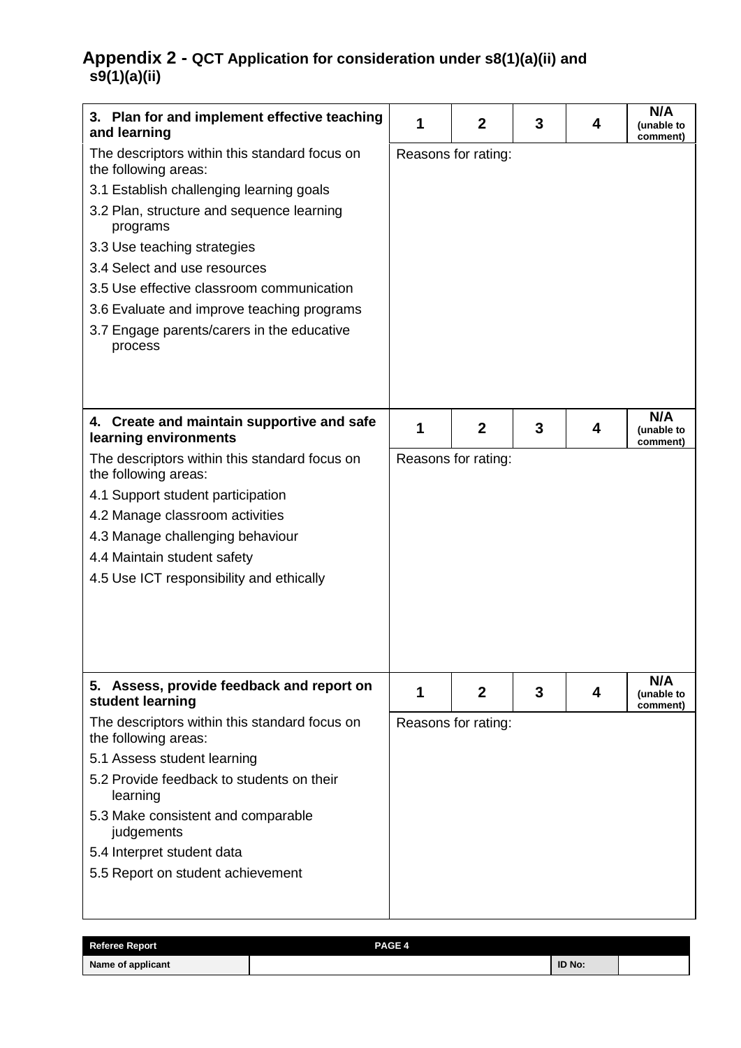## Appendix 2 - QCT Application for consideration under s8(1)(a)(ii) and s9(1)(a)(ii)

| **3. Plan for and implement effective teaching and learning** | **1** | **2** | **3** | **4** | **N/A (unable to comment)** |
|---|---|---|---|---|---|
| The descriptors within this standard focus on the following areas:<br>3.1 Establish challenging learning goals<br>3.2 Plan, structure and sequence learning programs<br>3.3 Use teaching strategies<br>3.4 Select and use resources<br>3.5 Use effective classroom communication<br>3.6 Evaluate and improve teaching programs<br>3.7 Engage parents/carers in the educative process | Reasons for rating: | | | | |

| **4. Create and maintain supportive and safe learning environments** | **1** | **2** | **3** | **4** | **N/A (unable to comment)** |
|---|---|---|---|---|---|
| The descriptors within this standard focus on the following areas:<br>4.1 Support student participation<br>4.2 Manage classroom activities<br>4.3 Manage challenging behaviour<br>4.4 Maintain student safety<br>4.5 Use ICT responsibility and ethically | Reasons for rating: | | | | |

| **5. Assess, provide feedback and report on student learning** | **1** | **2** | **3** | **4** | **N/A (unable to comment)** |
|---|---|---|---|---|---|
| The descriptors within this standard focus on the following areas:<br>5.1 Assess student learning<br>5.2 Provide feedback to students on their learning<br>5.3 Make consistent and comparable judgements<br>5.4 Interpret student data<br>5.5 Report on student achievement | Reasons for rating: | | | | |

| **Referee Report** | **PAGE 4** | | |
|---|---|---|---|
| **Name of applicant** | | **ID No:** | |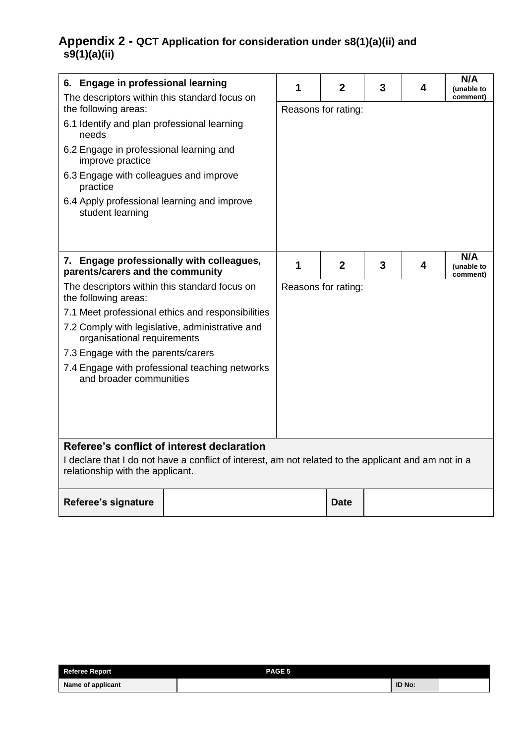## Appendix 2 - QCT Application for consideration under s8(1)(a)(ii) and s9(1)(a)(ii)

| | 1 | 2 | 3 | 4 | N/A (unable to comment) |
|---|---|---|---|---|---|
| **6. Engage in professional learning**<br>The descriptors within this standard focus on the following areas:<br>6.1 Identify and plan professional learning needs<br>6.2 Engage in professional learning and improve practice<br>6.3 Engage with colleagues and improve practice<br>6.4 Apply professional learning and improve student learning | Reasons for rating: | | | | |
| **7. Engage professionally with colleagues, parents/carers and the community** | 1 | 2 | 3 | 4 | N/A (unable to comment) |
| The descriptors within this standard focus on the following areas:<br>7.1 Meet professional ethics and responsibilities<br>7.2 Comply with legislative, administrative and organisational requirements<br>7.3 Engage with the parents/carers<br>7.4 Engage with professional teaching networks and broader communities | Reasons for rating: | | | | |

**Referee's conflict of interest declaration**

I declare that I do not have a conflict of interest, am not related to the applicant and am not in a relationship with the applicant.

| | | | |
|---|---|---|---|
| **Referee's signature** | | **Date** | |

| | | | |
|---|---|---|---|
| **Referee Report** | | | |
| **Name of applicant** | | **ID No:** | |